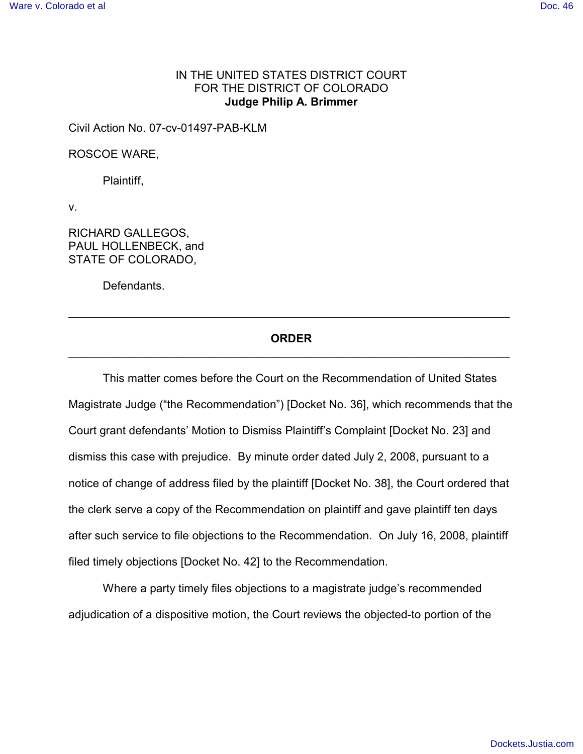IN THE UNITED STATES DISTRICT COURT
FOR THE DISTRICT OF COLORADO
**Judge Philip A. Brimmer**

Civil Action No. 07-cv-01497-PAB-KLM

ROSCOE WARE,

Plaintiff,

v.

RICHARD GALLEGOS,
PAUL HOLLENBECK, and
STATE OF COLORADO,

Defendants.

---

**ORDER**

---

This matter comes before the Court on the Recommendation of United States Magistrate Judge ("the Recommendation") [Docket No. 36], which recommends that the Court grant defendants' Motion to Dismiss Plaintiff's Complaint [Docket No. 23] and dismiss this case with prejudice. By minute order dated July 2, 2008, pursuant to a notice of change of address filed by the plaintiff [Docket No. 38], the Court ordered that the clerk serve a copy of the Recommendation on plaintiff and gave plaintiff ten days after such service to file objections to the Recommendation. On July 16, 2008, plaintiff filed timely objections [Docket No. 42] to the Recommendation.

Where a party timely files objections to a magistrate judge's recommended adjudication of a dispositive motion, the Court reviews the objected-to portion of the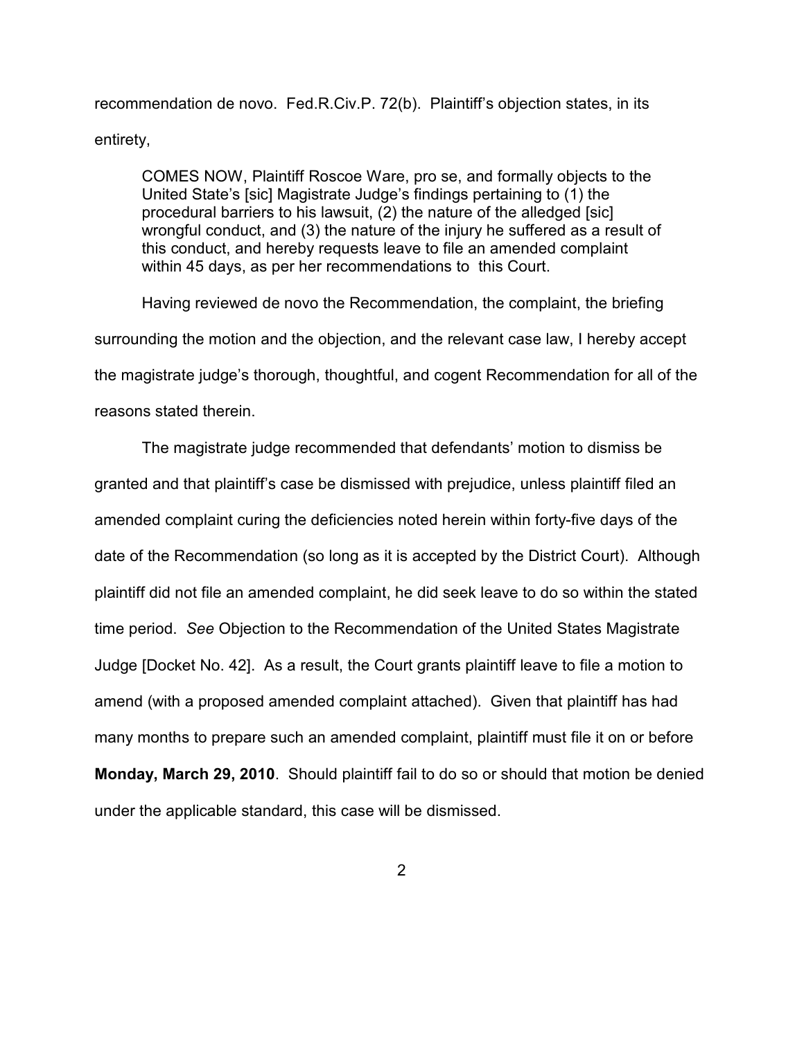recommendation de novo. Fed.R.Civ.P. 72(b). Plaintiff's objection states, in its entirety,

> COMES NOW, Plaintiff Roscoe Ware, pro se, and formally objects to the United State's [sic] Magistrate Judge's findings pertaining to (1) the procedural barriers to his lawsuit, (2) the nature of the alledged [sic] wrongful conduct, and (3) the nature of the injury he suffered as a result of this conduct, and hereby requests leave to file an amended complaint within 45 days, as per her recommendations to this Court.

Having reviewed de novo the Recommendation, the complaint, the briefing surrounding the motion and the objection, and the relevant case law, I hereby accept the magistrate judge's thorough, thoughtful, and cogent Recommendation for all of the reasons stated therein.

The magistrate judge recommended that defendants' motion to dismiss be granted and that plaintiff's case be dismissed with prejudice, unless plaintiff filed an amended complaint curing the deficiencies noted herein within forty-five days of the date of the Recommendation (so long as it is accepted by the District Court). Although plaintiff did not file an amended complaint, he did seek leave to do so within the stated time period. *See* Objection to the Recommendation of the United States Magistrate Judge [Docket No. 42]. As a result, the Court grants plaintiff leave to file a motion to amend (with a proposed amended complaint attached). Given that plaintiff has had many months to prepare such an amended complaint, plaintiff must file it on or before **Monday, March 29, 2010**. Should plaintiff fail to do so or should that motion be denied under the applicable standard, this case will be dismissed.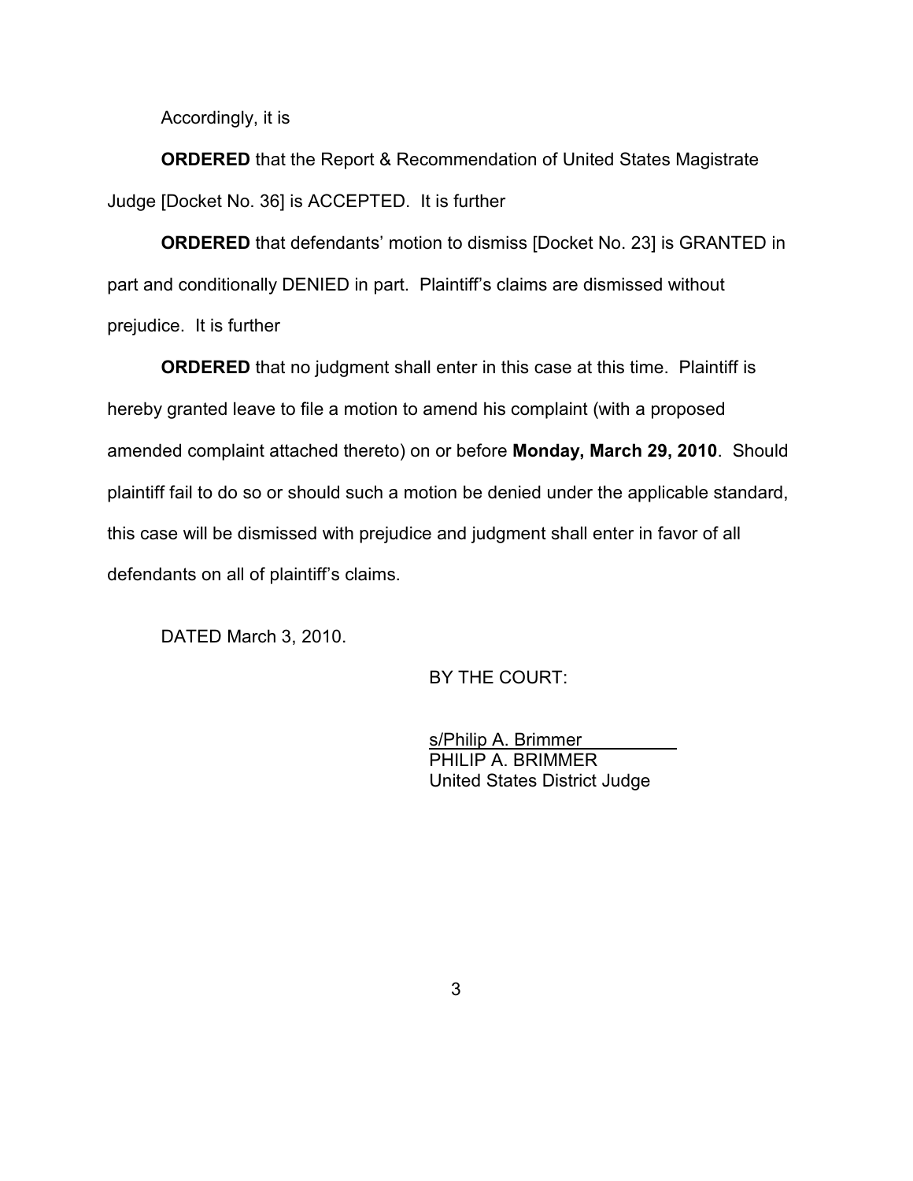Accordingly, it is

**ORDERED** that the Report & Recommendation of United States Magistrate Judge [Docket No. 36] is ACCEPTED. It is further

**ORDERED** that defendants' motion to dismiss [Docket No. 23] is GRANTED in part and conditionally DENIED in part. Plaintiff's claims are dismissed without prejudice. It is further

**ORDERED** that no judgment shall enter in this case at this time. Plaintiff is hereby granted leave to file a motion to amend his complaint (with a proposed amended complaint attached thereto) on or before **Monday, March 29, 2010**. Should plaintiff fail to do so or should such a motion be denied under the applicable standard, this case will be dismissed with prejudice and judgment shall enter in favor of all defendants on all of plaintiff's claims.

DATED March 3, 2010.

BY THE COURT:

s/Philip A. Brimmer
PHILIP A. BRIMMER
United States District Judge